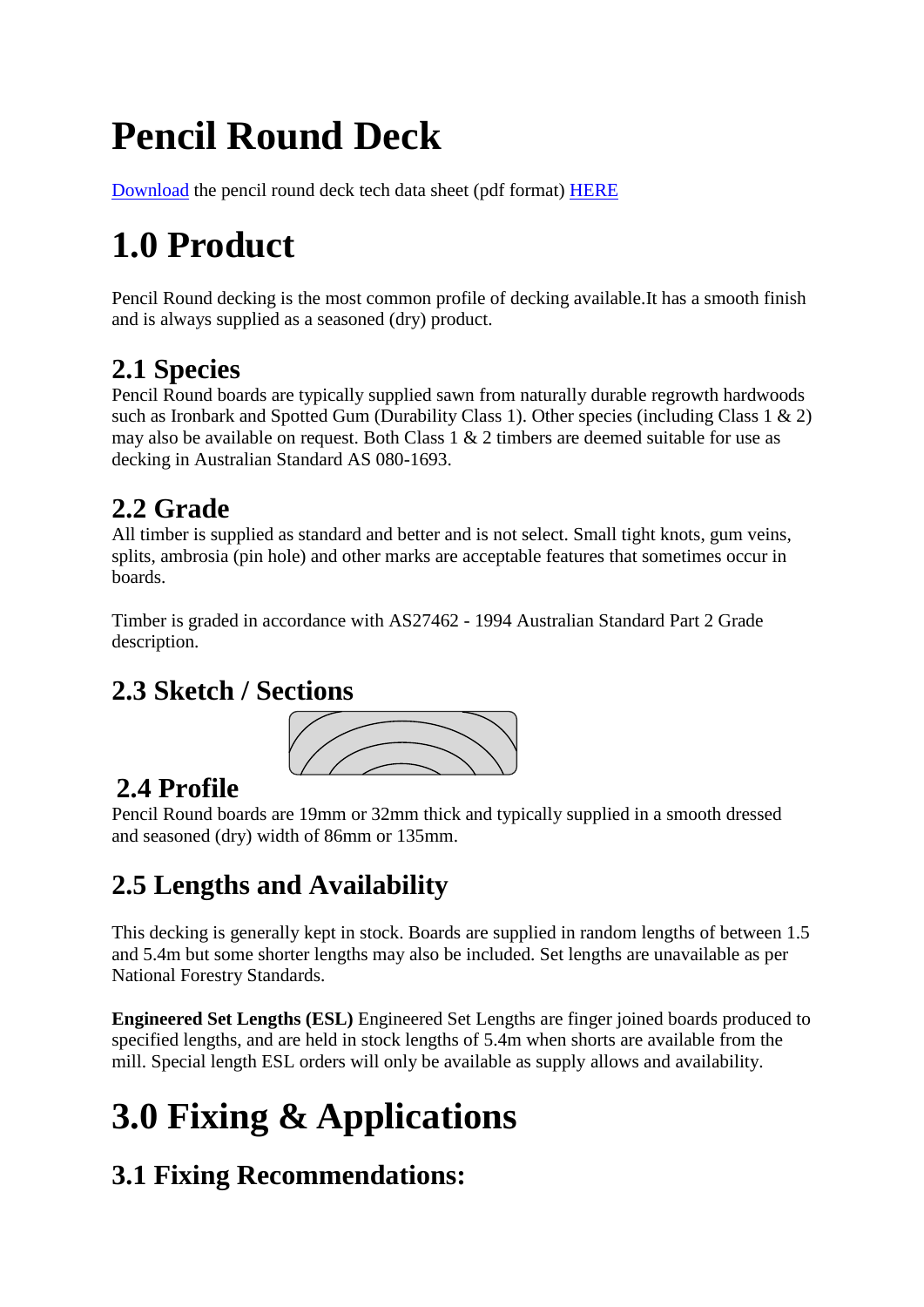# Pencil Round Deck

[Download](#) the pencil round deck tech data sheet (pdf format) [HERE](#)

# 1.0 Product

Pencil Round decking is the most common profile of decking available.It has a smooth finish and is always supplied as a seasoned (dry) product.

## 2.1 Species

Pencil Round boards are typically supplied sawn from naturally durable regrowth hardwoods such as Ironbark and Spotted Gum (Durability Class 1). Other species (including Class 1 & 2) may also be available on request. Both Class 1 & 2 timbers are deemed suitable for use as decking in Australian Standard AS 080-1693.

## 2.2 Grade

All timber is supplied as standard and better and is not select. Small tight knots, gum veins, splits, ambrosia (pin hole) and other marks are acceptable features that sometimes occur in boards.

Timber is graded in accordance with AS27462 - 1994 Australian Standard Part 2 Grade description.

## 2.3 Sketch / Sections

## 2.4 Profile

Pencil Round boards are 19mm or 32mm thick and typically supplied in a smooth dressed and seasoned (dry) width of 86mm or 135mm.

## 2.5 Lengths and Availability

This decking is generally kept in stock. Boards are supplied in random lengths of between 1.5 and 5.4m but some shorter lengths may also be included. Set lengths are unavailable as per National Forestry Standards.

**Engineered Set Lengths (ESL)** Engineered Set Lengths are finger joined boards produced to specified lengths, and are held in stock lengths of 5.4m when shorts are available from the mill. Special length ESL orders will only be available as supply allows and availability.

# 3.0 Fixing & Applications

## 3.1 Fixing Recommendations: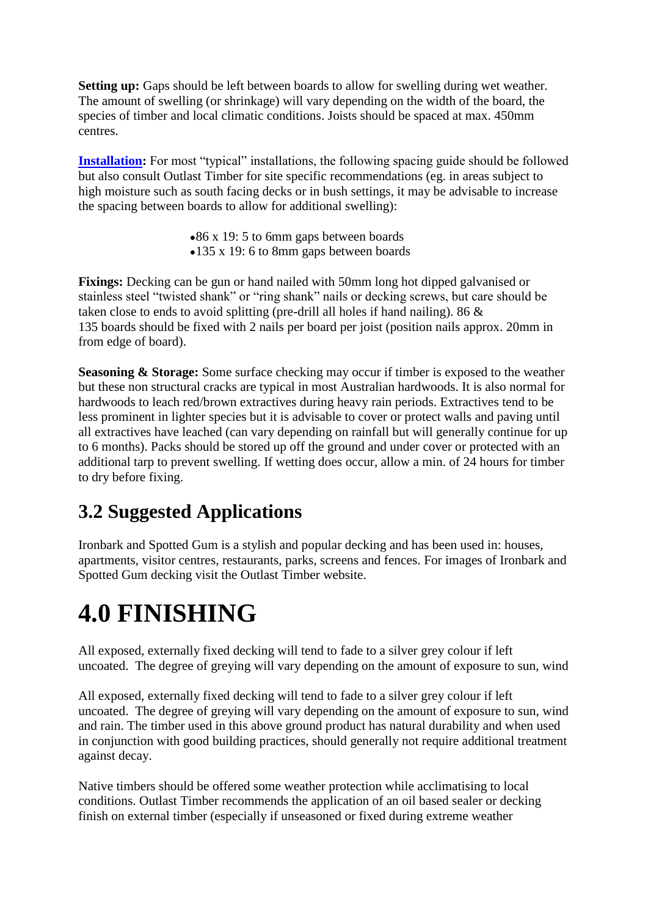**Setting up:** Gaps should be left between boards to allow for swelling during wet weather. The amount of swelling (or shrinkage) will vary depending on the width of the board, the species of timber and local climatic conditions. Joists should be spaced at max. 450mm centres.

**Installation:** For most "typical" installations, the following spacing guide should be followed but also consult Outlast Timber for site specific recommendations (eg. in areas subject to high moisture such as south facing decks or in bush settings, it may be advisable to increase the spacing between boards to allow for additional swelling):

- 86 x 19: 5 to 6mm gaps between boards
- 135 x 19: 6 to 8mm gaps between boards

**Fixings:** Decking can be gun or hand nailed with 50mm long hot dipped galvanised or stainless steel "twisted shank" or "ring shank" nails or decking screws, but care should be taken close to ends to avoid splitting (pre-drill all holes if hand nailing). 86 & 135 boards should be fixed with 2 nails per board per joist (position nails approx. 20mm in from edge of board).

**Seasoning & Storage:** Some surface checking may occur if timber is exposed to the weather but these non structural cracks are typical in most Australian hardwoods. It is also normal for hardwoods to leach red/brown extractives during heavy rain periods. Extractives tend to be less prominent in lighter species but it is advisable to cover or protect walls and paving until all extractives have leached (can vary depending on rainfall but will generally continue for up to 6 months). Packs should be stored up off the ground and under cover or protected with an additional tarp to prevent swelling. If wetting does occur, allow a min. of 24 hours for timber to dry before fixing.

## 3.2 Suggested Applications

Ironbark and Spotted Gum is a stylish and popular decking and has been used in: houses, apartments, visitor centres, restaurants, parks, screens and fences. For images of Ironbark and Spotted Gum decking visit the Outlast Timber website.

# 4.0 FINISHING

All exposed, externally fixed decking will tend to fade to a silver grey colour if left uncoated. The degree of greying will vary depending on the amount of exposure to sun, wind

All exposed, externally fixed decking will tend to fade to a silver grey colour if left uncoated. The degree of greying will vary depending on the amount of exposure to sun, wind and rain. The timber used in this above ground product has natural durability and when used in conjunction with good building practices, should generally not require additional treatment against decay.

Native timbers should be offered some weather protection while acclimatising to local conditions. Outlast Timber recommends the application of an oil based sealer or decking finish on external timber (especially if unseasoned or fixed during extreme weather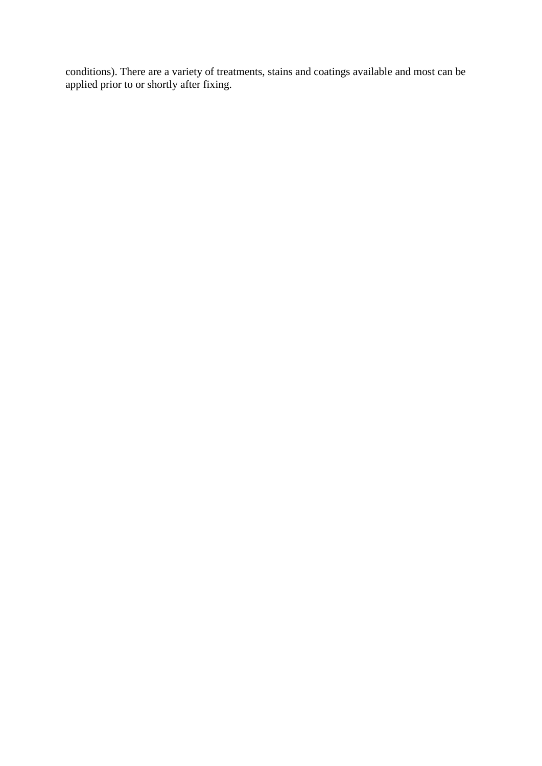conditions). There are a variety of treatments, stains and coatings available and most can be applied prior to or shortly after fixing.